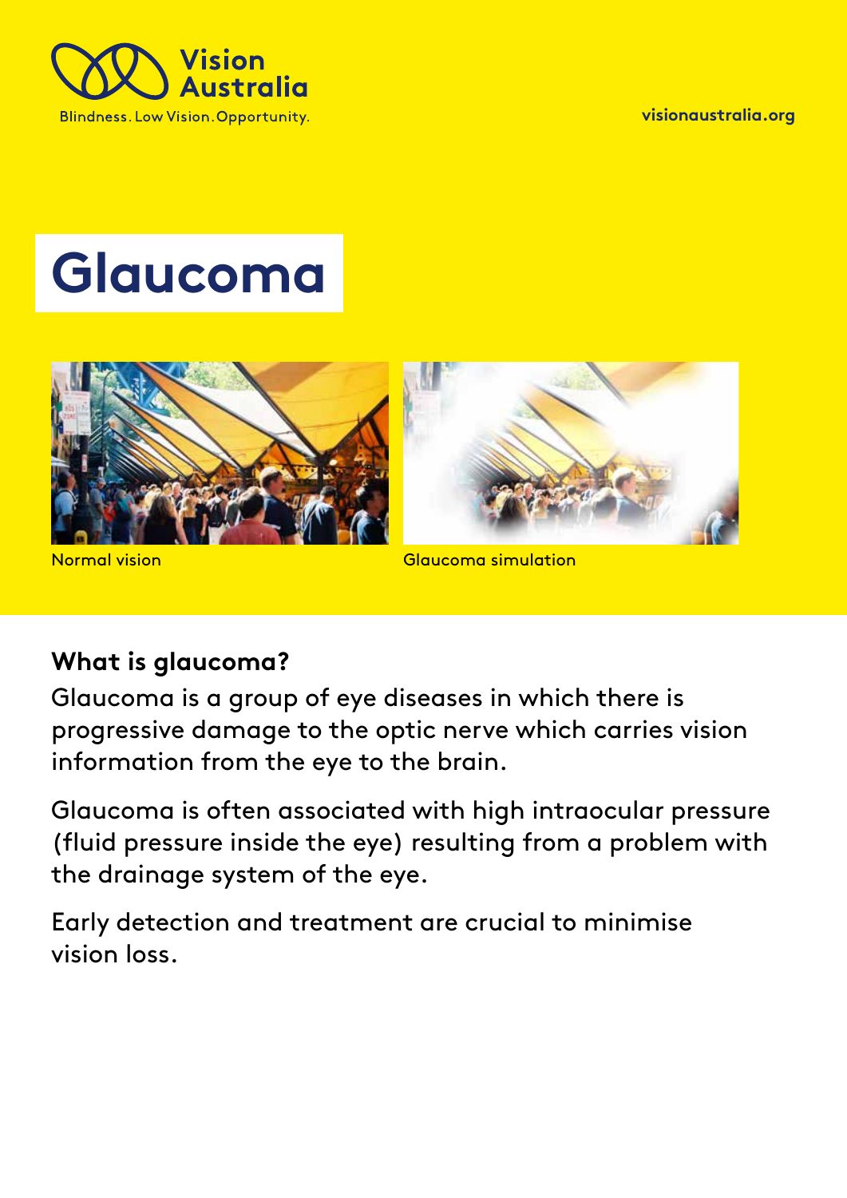Vision Australia

Blindness. Low Vision. Opportunity.

visionaustralia.org

# Glaucoma

Normal vision

Glaucoma simulation

## What is glaucoma?

Glaucoma is a group of eye diseases in which there is progressive damage to the optic nerve which carries vision information from the eye to the brain.

Glaucoma is often associated with high intraocular pressure (fluid pressure inside the eye) resulting from a problem with the drainage system of the eye.

Early detection and treatment are crucial to minimise vision loss.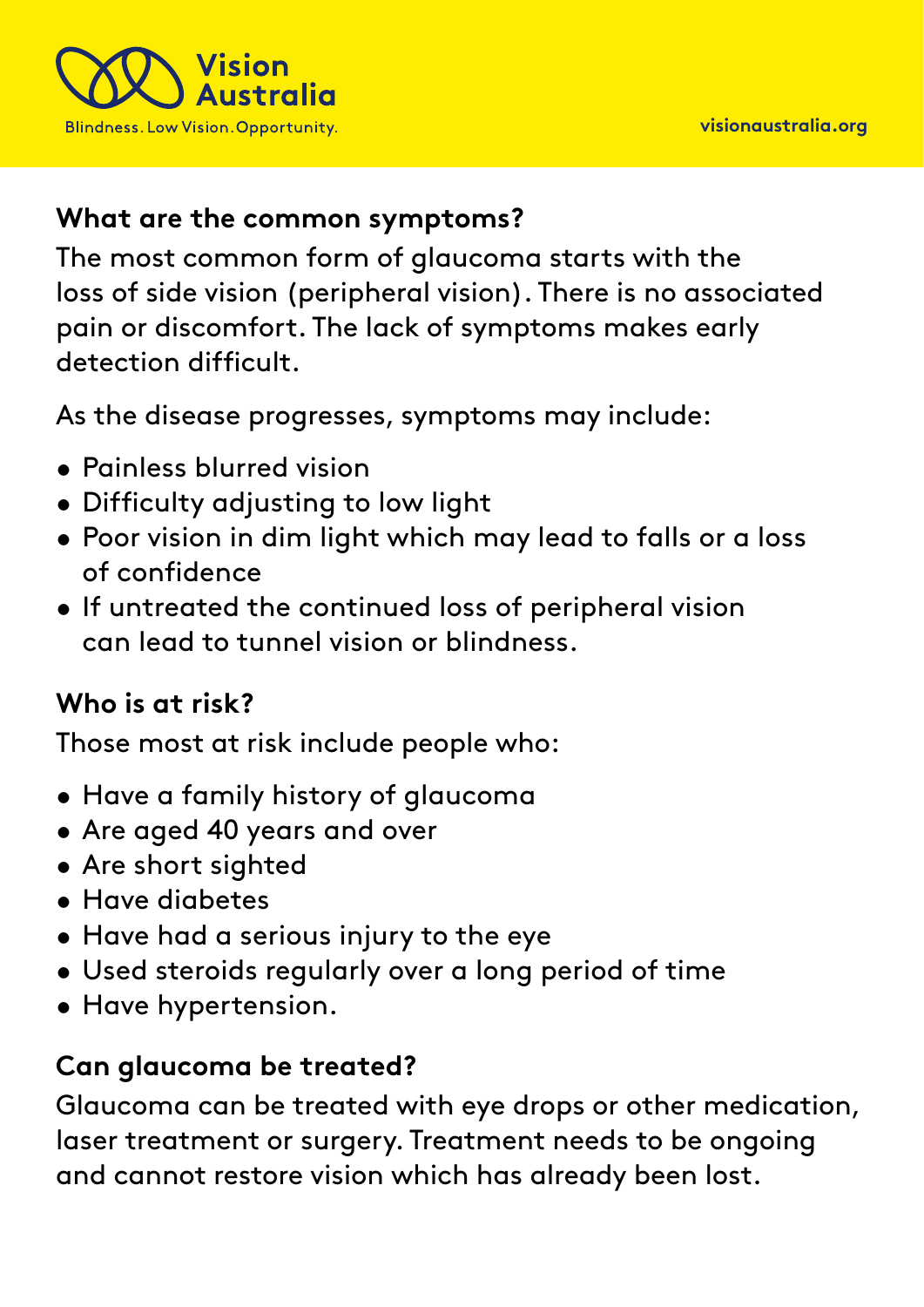## What are the common symptoms?

The most common form of glaucoma starts with the loss of side vision (peripheral vision). There is no associated pain or discomfort. The lack of symptoms makes early detection difficult.

As the disease progresses, symptoms may include:

- Painless blurred vision
- Difficulty adjusting to low light
- Poor vision in dim light which may lead to falls or a loss of confidence
- If untreated the continued loss of peripheral vision can lead to tunnel vision or blindness.

## Who is at risk?

Those most at risk include people who:

- Have a family history of glaucoma
- Are aged 40 years and over
- Are short sighted
- Have diabetes
- Have had a serious injury to the eye
- Used steroids regularly over a long period of time
- Have hypertension.

## Can glaucoma be treated?

Glaucoma can be treated with eye drops or other medication, laser treatment or surgery. Treatment needs to be ongoing and cannot restore vision which has already been lost.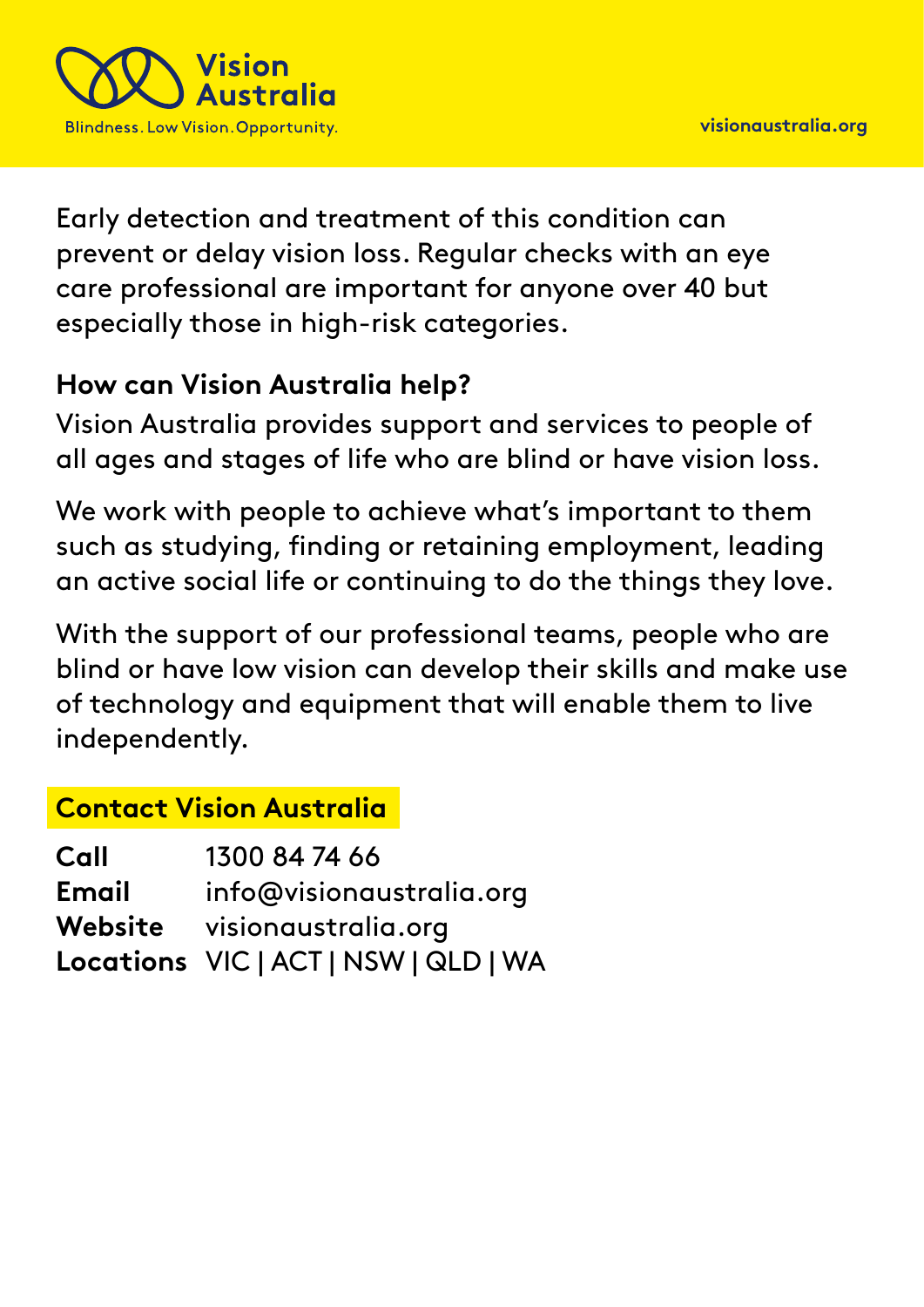Early detection and treatment of this condition can prevent or delay vision loss. Regular checks with an eye care professional are important for anyone over 40 but especially those in high-risk categories.

## How can Vision Australia help?

Vision Australia provides support and services to people of all ages and stages of life who are blind or have vision loss.

We work with people to achieve what's important to them such as studying, finding or retaining employment, leading an active social life or continuing to do the things they love.

With the support of our professional teams, people who are blind or have low vision can develop their skills and make use of technology and equipment that will enable them to live independently.

## Contact Vision Australia

| | |
|---|---|
| **Call** | 1300 84 74 66 |
| **Email** | info@visionaustralia.org |
| **Website** | visionaustralia.org |
| **Locations** | VIC \| ACT \| NSW \| QLD \| WA |